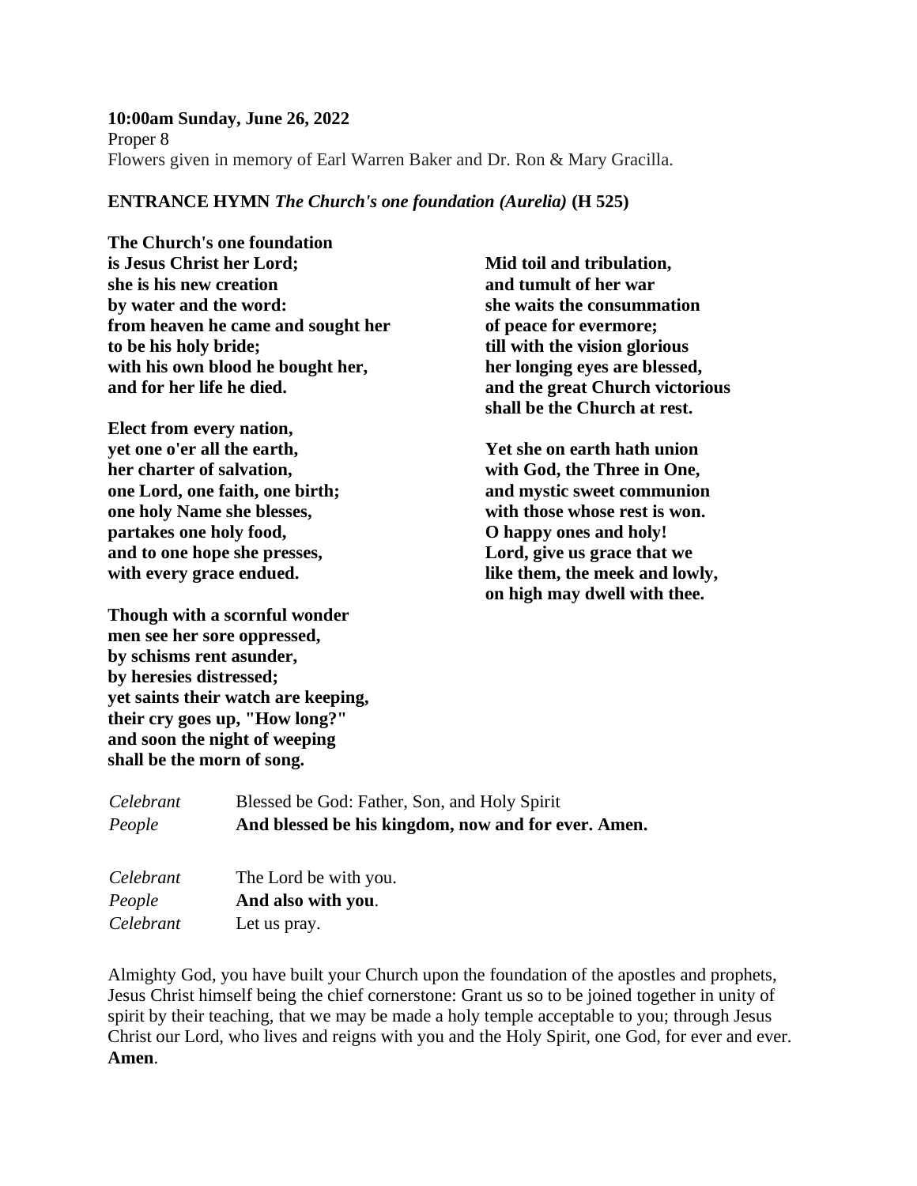**10:00am Sunday, June 26, 2022**
Proper 8
Flowers given in memory of Earl Warren Baker and Dr. Ron & Mary Gracilla.

**ENTRANCE HYMN** ***The Church's one foundation (Aurelia)*** **(H 525)**

**The Church's one foundation**
**is Jesus Christ her Lord;**
**she is his new creation**
**by water and the word:**
**from heaven he came and sought her**
**to be his holy bride;**
**with his own blood he bought her,**
**and for her life he died.**

**Elect from every nation,**
**yet one o'er all the earth,**
**her charter of salvation,**
**one Lord, one faith, one birth;**
**one holy Name she blesses,**
**partakes one holy food,**
**and to one hope she presses,**
**with every grace endued.**

**Though with a scornful wonder**
**men see her sore oppressed,**
**by schisms rent asunder,**
**by heresies distressed;**
**yet saints their watch are keeping,**
**their cry goes up, "How long?"**
**and soon the night of weeping**
**shall be the morn of song.**

**Mid toil and tribulation,**
**and tumult of her war**
**she waits the consummation**
**of peace for evermore;**
**till with the vision glorious**
**her longing eyes are blessed,**
**and the great Church victorious**
**shall be the Church at rest.**

**Yet she on earth hath union**
**with God, the Three in One,**
**and mystic sweet communion**
**with those whose rest is won.**
**O happy ones and holy!**
**Lord, give us grace that we**
**like them, the meek and lowly,**
**on high may dwell with thee.**

*Celebrant* Blessed be God: Father, Son, and Holy Spirit
*People* **And blessed be his kingdom, now and for ever. Amen.**

*Celebrant* The Lord be with you.
*People* **And also with you**.
*Celebrant* Let us pray.

Almighty God, you have built your Church upon the foundation of the apostles and prophets, Jesus Christ himself being the chief cornerstone: Grant us so to be joined together in unity of spirit by their teaching, that we may be made a holy temple acceptable to you; through Jesus Christ our Lord, who lives and reigns with you and the Holy Spirit, one God, for ever and ever. **Amen**.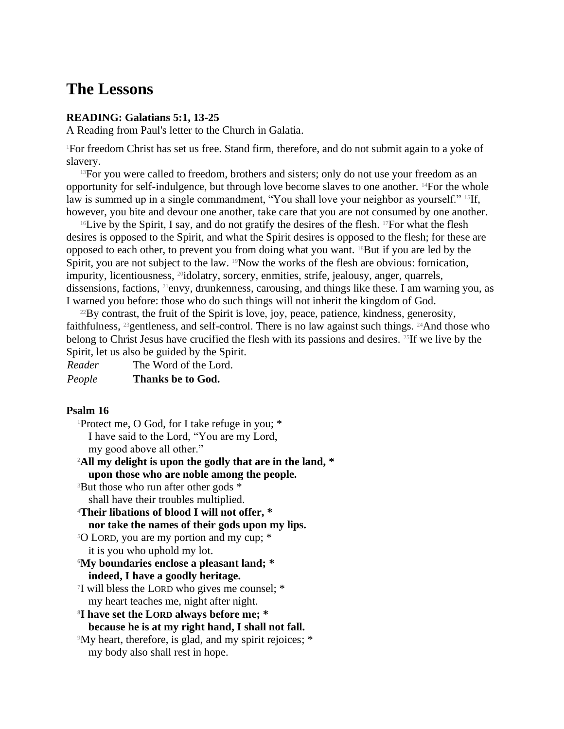# The Lessons

**READING: Galatians 5:1, 13-25**

A Reading from Paul's letter to the Church in Galatia.

[1]For freedom Christ has set us free. Stand firm, therefore, and do not submit again to a yoke of slavery.

[13]For you were called to freedom, brothers and sisters; only do not use your freedom as an opportunity for self-indulgence, but through love become slaves to one another. [14]For the whole law is summed up in a single commandment, “You shall love your neighbor as yourself.” [15]If, however, you bite and devour one another, take care that you are not consumed by one another.

[16]Live by the Spirit, I say, and do not gratify the desires of the flesh. [17]For what the flesh desires is opposed to the Spirit, and what the Spirit desires is opposed to the flesh; for these are opposed to each other, to prevent you from doing what you want. [18]But if you are led by the Spirit, you are not subject to the law. [19]Now the works of the flesh are obvious: fornication, impurity, licentiousness, [20]idolatry, sorcery, enmities, strife, jealousy, anger, quarrels, dissensions, factions, [21]envy, drunkenness, carousing, and things like these. I am warning you, as I warned you before: those who do such things will not inherit the kingdom of God.

[22]By contrast, the fruit of the Spirit is love, joy, peace, patience, kindness, generosity, faithfulness, [23]gentleness, and self-control. There is no law against such things. [24]And those who belong to Christ Jesus have crucified the flesh with its passions and desires. [25]If we live by the Spirit, let us also be guided by the Spirit.

*Reader* The Word of the Lord.
*People* **Thanks be to God.**

**Psalm 16**

[1]Protect me, O God, for I take refuge in you; *
I have said to the Lord, “You are my Lord,
my good above all other.”
[2]**All my delight is upon the godly that are in the land, ***
**upon those who are noble among the people.**
[3]But those who run after other gods *
shall have their troubles multiplied.
[4]**Their libations of blood I will not offer, ***
**nor take the names of their gods upon my lips.**
[5]O LORD, you are my portion and my cup; *
it is you who uphold my lot.
[6]**My boundaries enclose a pleasant land; ***
**indeed, I have a goodly heritage.**
[7]I will bless the LORD who gives me counsel; *
my heart teaches me, night after night.
[8]**I have set the LORD always before me; ***
**because he is at my right hand, I shall not fall.**
[9]My heart, therefore, is glad, and my spirit rejoices; *
my body also shall rest in hope.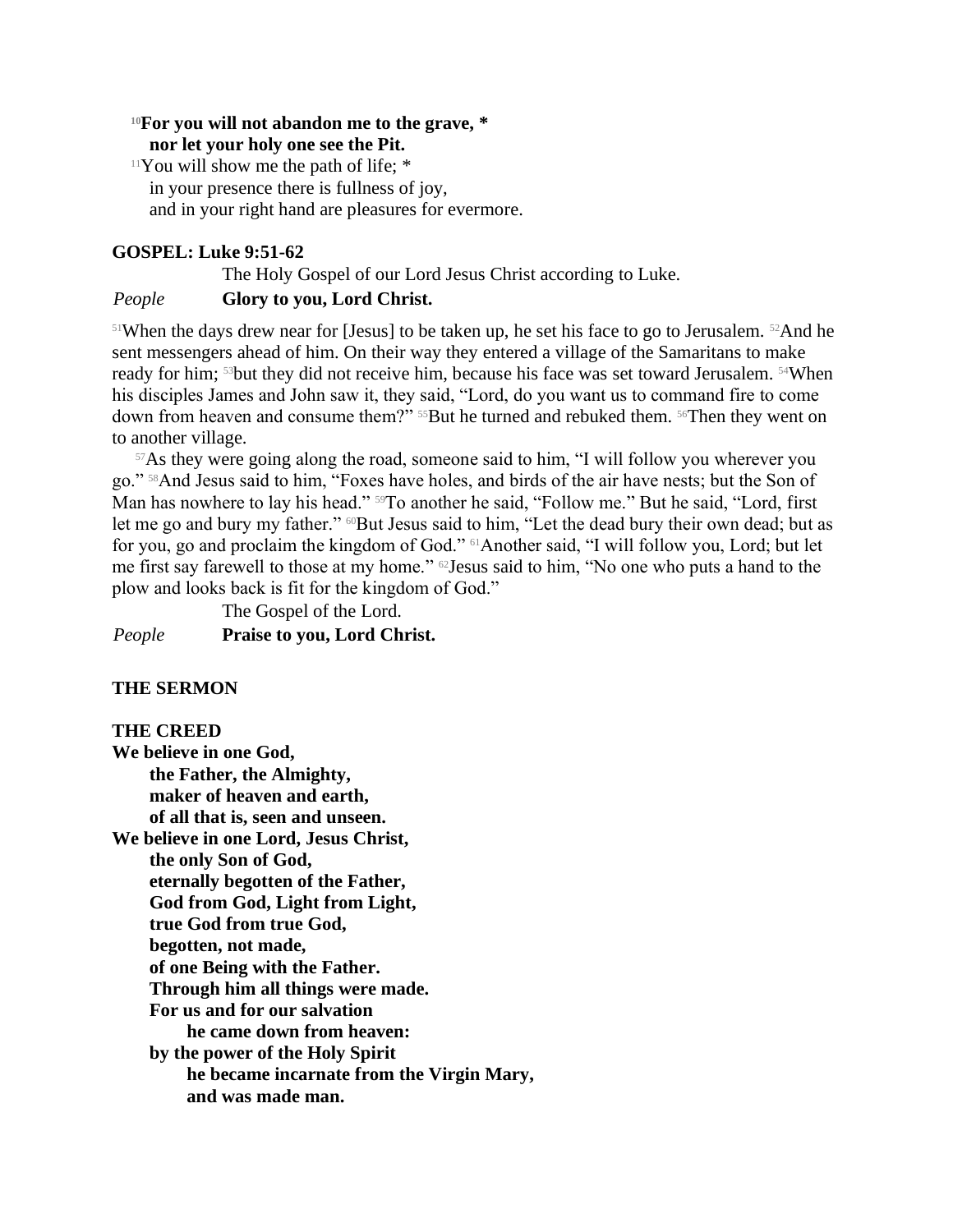[10]**For you will not abandon me to the grave, \***
**nor let your holy one see the Pit.**
[11]You will show me the path of life; \*
in your presence there is fullness of joy,
and in your right hand are pleasures for evermore.

**GOSPEL: Luke 9:51-62**

The Holy Gospel of our Lord Jesus Christ according to Luke.

*People* **Glory to you, Lord Christ.**

[51]When the days drew near for [Jesus] to be taken up, he set his face to go to Jerusalem. [52]And he sent messengers ahead of him. On their way they entered a village of the Samaritans to make ready for him; [53]but they did not receive him, because his face was set toward Jerusalem. [54]When his disciples James and John saw it, they said, "Lord, do you want us to command fire to come down from heaven and consume them?" [55]But he turned and rebuked them. [56]Then they went on to another village.

[57]As they were going along the road, someone said to him, "I will follow you wherever you go." [58]And Jesus said to him, "Foxes have holes, and birds of the air have nests; but the Son of Man has nowhere to lay his head." [59]To another he said, "Follow me." But he said, "Lord, first let me go and bury my father." [60]But Jesus said to him, "Let the dead bury their own dead; but as for you, go and proclaim the kingdom of God." [61]Another said, "I will follow you, Lord; but let me first say farewell to those at my home." [62]Jesus said to him, "No one who puts a hand to the plow and looks back is fit for the kingdom of God."

The Gospel of the Lord.

*People* **Praise to you, Lord Christ.**

**THE SERMON**

**THE CREED**

**We believe in one God,**
**the Father, the Almighty,**
**maker of heaven and earth,**
**of all that is, seen and unseen.**
**We believe in one Lord, Jesus Christ,**
**the only Son of God,**
**eternally begotten of the Father,**
**God from God, Light from Light,**
**true God from true God,**
**begotten, not made,**
**of one Being with the Father.**
**Through him all things were made.**
**For us and for our salvation**
**he came down from heaven:**
**by the power of the Holy Spirit**
**he became incarnate from the Virgin Mary,**
**and was made man.**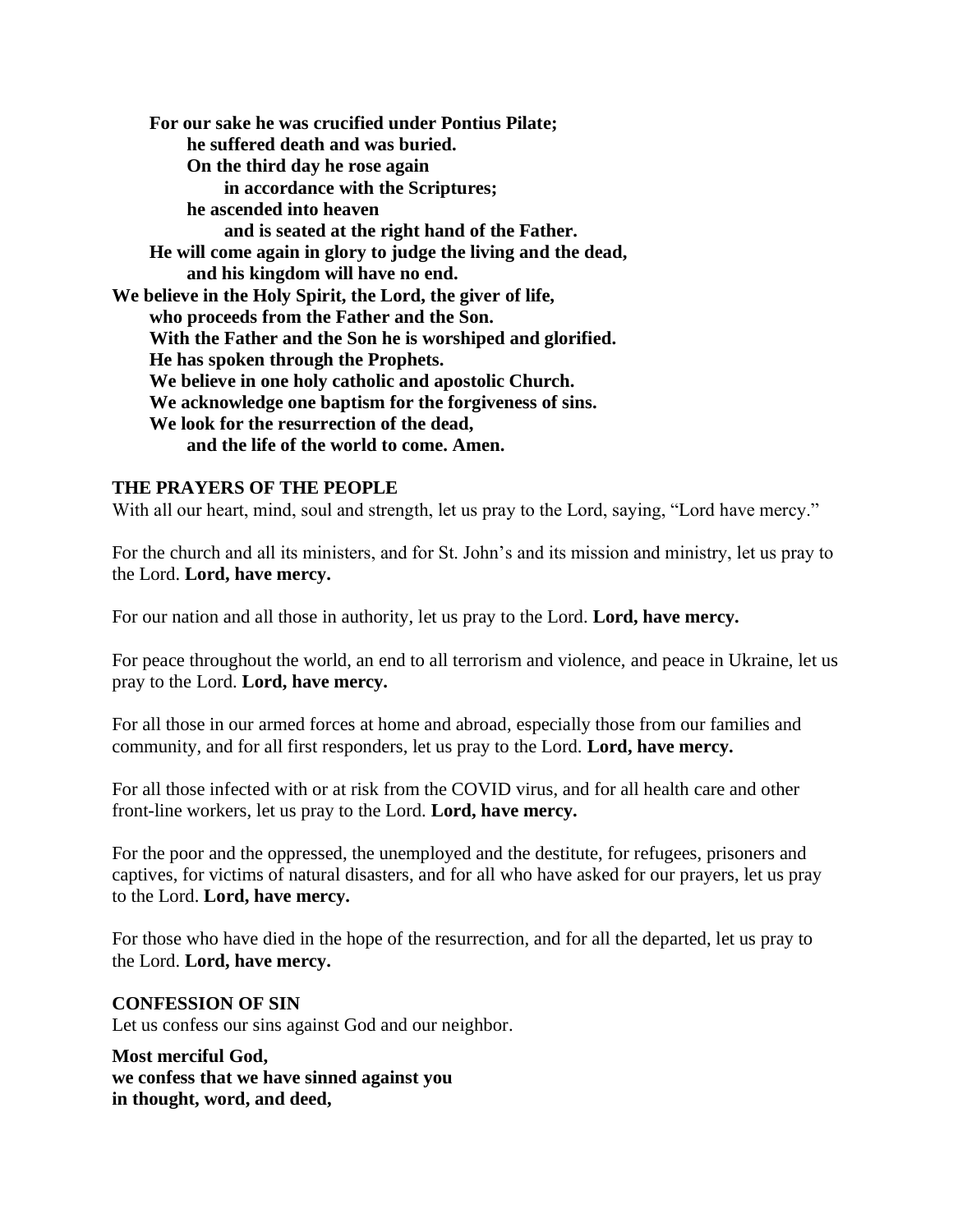**For our sake he was crucified under Pontius Pilate;**
**he suffered death and was buried.**
**On the third day he rose again**
**in accordance with the Scriptures;**
**he ascended into heaven**
**and is seated at the right hand of the Father.**
**He will come again in glory to judge the living and the dead,**
**and his kingdom will have no end.**
**We believe in the Holy Spirit, the Lord, the giver of life,**
**who proceeds from the Father and the Son.**
**With the Father and the Son he is worshiped and glorified.**
**He has spoken through the Prophets.**
**We believe in one holy catholic and apostolic Church.**
**We acknowledge one baptism for the forgiveness of sins.**
**We look for the resurrection of the dead,**
**and the life of the world to come. Amen.**

**THE PRAYERS OF THE PEOPLE**

With all our heart, mind, soul and strength, let us pray to the Lord, saying, "Lord have mercy."

For the church and all its ministers, and for St. John's and its mission and ministry, let us pray to the Lord. **Lord, have mercy.**

For our nation and all those in authority, let us pray to the Lord. **Lord, have mercy.**

For peace throughout the world, an end to all terrorism and violence, and peace in Ukraine, let us pray to the Lord. **Lord, have mercy.**

For all those in our armed forces at home and abroad, especially those from our families and community, and for all first responders, let us pray to the Lord. **Lord, have mercy.**

For all those infected with or at risk from the COVID virus, and for all health care and other front-line workers, let us pray to the Lord. **Lord, have mercy.**

For the poor and the oppressed, the unemployed and the destitute, for refugees, prisoners and captives, for victims of natural disasters, and for all who have asked for our prayers, let us pray to the Lord. **Lord, have mercy.**

For those who have died in the hope of the resurrection, and for all the departed, let us pray to the Lord. **Lord, have mercy.**

**CONFESSION OF SIN**

Let us confess our sins against God and our neighbor.

**Most merciful God,**
**we confess that we have sinned against you**
**in thought, word, and deed,**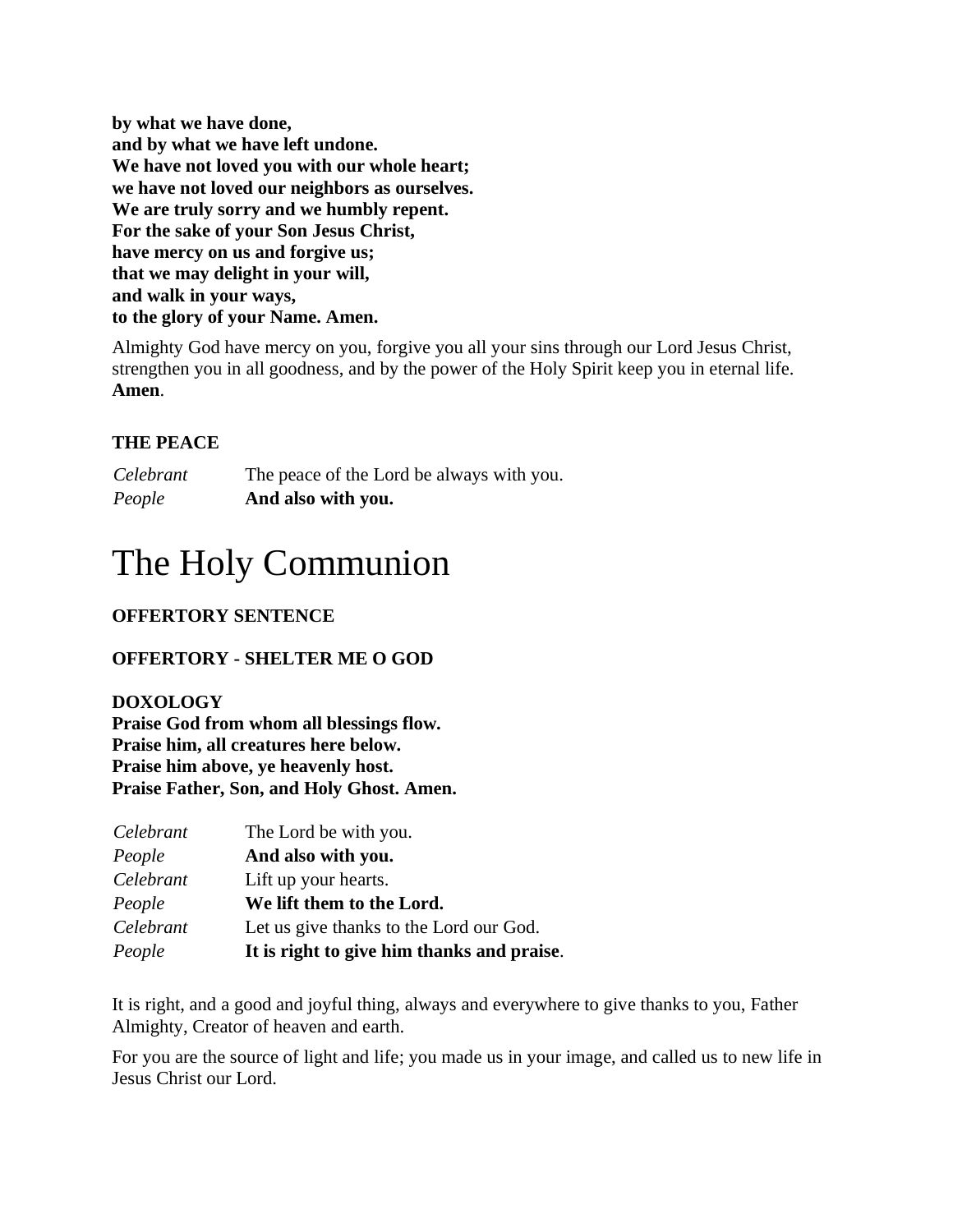**by what we have done,**
**and by what we have left undone.**
**We have not loved you with our whole heart;**
**we have not loved our neighbors as ourselves.**
**We are truly sorry and we humbly repent.**
**For the sake of your Son Jesus Christ,**
**have mercy on us and forgive us;**
**that we may delight in your will,**
**and walk in your ways,**
**to the glory of your Name. Amen.**

Almighty God have mercy on you, forgive you all your sins through our Lord Jesus Christ, strengthen you in all goodness, and by the power of the Holy Spirit keep you in eternal life. **Amen**.

**THE PEACE**

| | |
|---|---|
| *Celebrant* | The peace of the Lord be always with you. |
| *People* | **And also with you.** |

# The Holy Communion

**OFFERTORY SENTENCE**

**OFFERTORY - SHELTER ME O GOD**

**DOXOLOGY**
**Praise God from whom all blessings flow.**
**Praise him, all creatures here below.**
**Praise him above, ye heavenly host.**
**Praise Father, Son, and Holy Ghost. Amen.**

| | |
|---|---|
| *Celebrant* | The Lord be with you. |
| *People* | **And also with you.** |
| *Celebrant* | Lift up your hearts. |
| *People* | **We lift them to the Lord.** |
| *Celebrant* | Let us give thanks to the Lord our God. |
| *People* | **It is right to give him thanks and praise**. |

It is right, and a good and joyful thing, always and everywhere to give thanks to you, Father Almighty, Creator of heaven and earth.

For you are the source of light and life; you made us in your image, and called us to new life in Jesus Christ our Lord.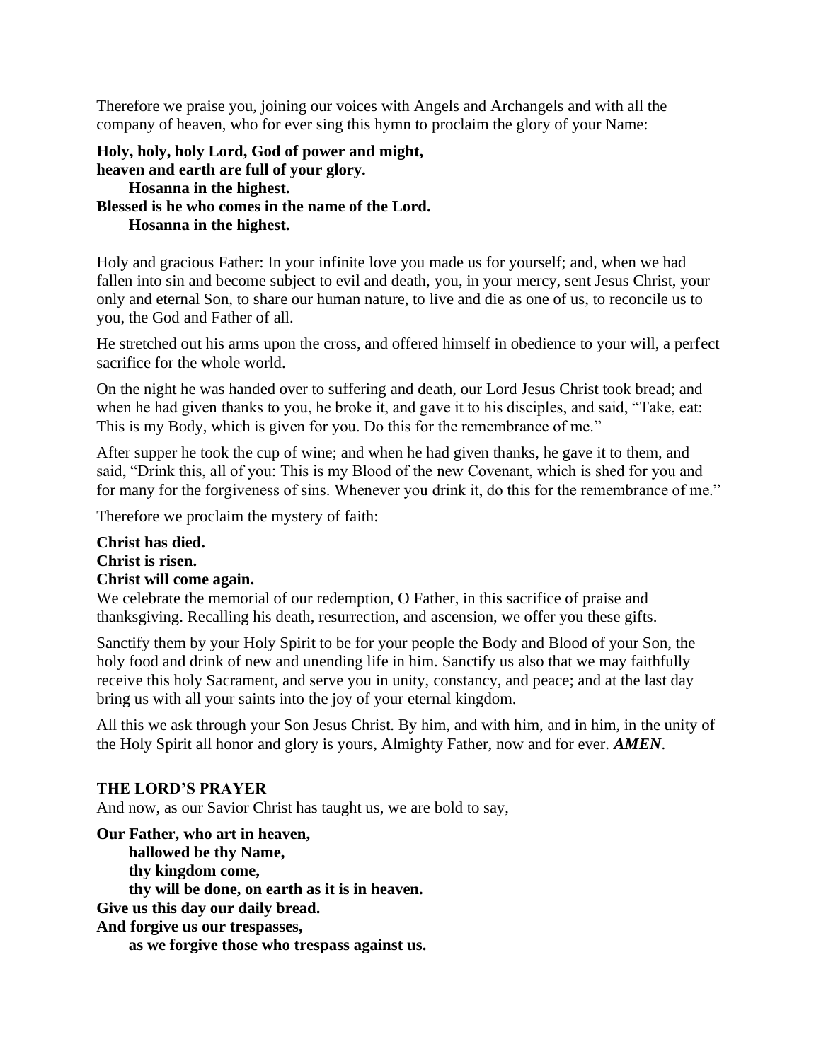Therefore we praise you, joining our voices with Angels and Archangels and with all the company of heaven, who for ever sing this hymn to proclaim the glory of your Name:

**Holy, holy, holy Lord, God of power and might,**
**heaven and earth are full of your glory.**
**Hosanna in the highest.**
**Blessed is he who comes in the name of the Lord.**
**Hosanna in the highest.**

Holy and gracious Father: In your infinite love you made us for yourself; and, when we had fallen into sin and become subject to evil and death, you, in your mercy, sent Jesus Christ, your only and eternal Son, to share our human nature, to live and die as one of us, to reconcile us to you, the God and Father of all.

He stretched out his arms upon the cross, and offered himself in obedience to your will, a perfect sacrifice for the whole world.

On the night he was handed over to suffering and death, our Lord Jesus Christ took bread; and when he had given thanks to you, he broke it, and gave it to his disciples, and said, "Take, eat: This is my Body, which is given for you. Do this for the remembrance of me."

After supper he took the cup of wine; and when he had given thanks, he gave it to them, and said, "Drink this, all of you: This is my Blood of the new Covenant, which is shed for you and for many for the forgiveness of sins. Whenever you drink it, do this for the remembrance of me."

Therefore we proclaim the mystery of faith:

**Christ has died.**
**Christ is risen.**
**Christ will come again.**

We celebrate the memorial of our redemption, O Father, in this sacrifice of praise and thanksgiving. Recalling his death, resurrection, and ascension, we offer you these gifts.

Sanctify them by your Holy Spirit to be for your people the Body and Blood of your Son, the holy food and drink of new and unending life in him. Sanctify us also that we may faithfully receive this holy Sacrament, and serve you in unity, constancy, and peace; and at the last day bring us with all your saints into the joy of your eternal kingdom.

All this we ask through your Son Jesus Christ. By him, and with him, and in him, in the unity of the Holy Spirit all honor and glory is yours, Almighty Father, now and for ever. ***AMEN***.

**THE LORD'S PRAYER**

And now, as our Savior Christ has taught us, we are bold to say,

**Our Father, who art in heaven,**
**hallowed be thy Name,**
**thy kingdom come,**
**thy will be done, on earth as it is in heaven.**
**Give us this day our daily bread.**
**And forgive us our trespasses,**
**as we forgive those who trespass against us.**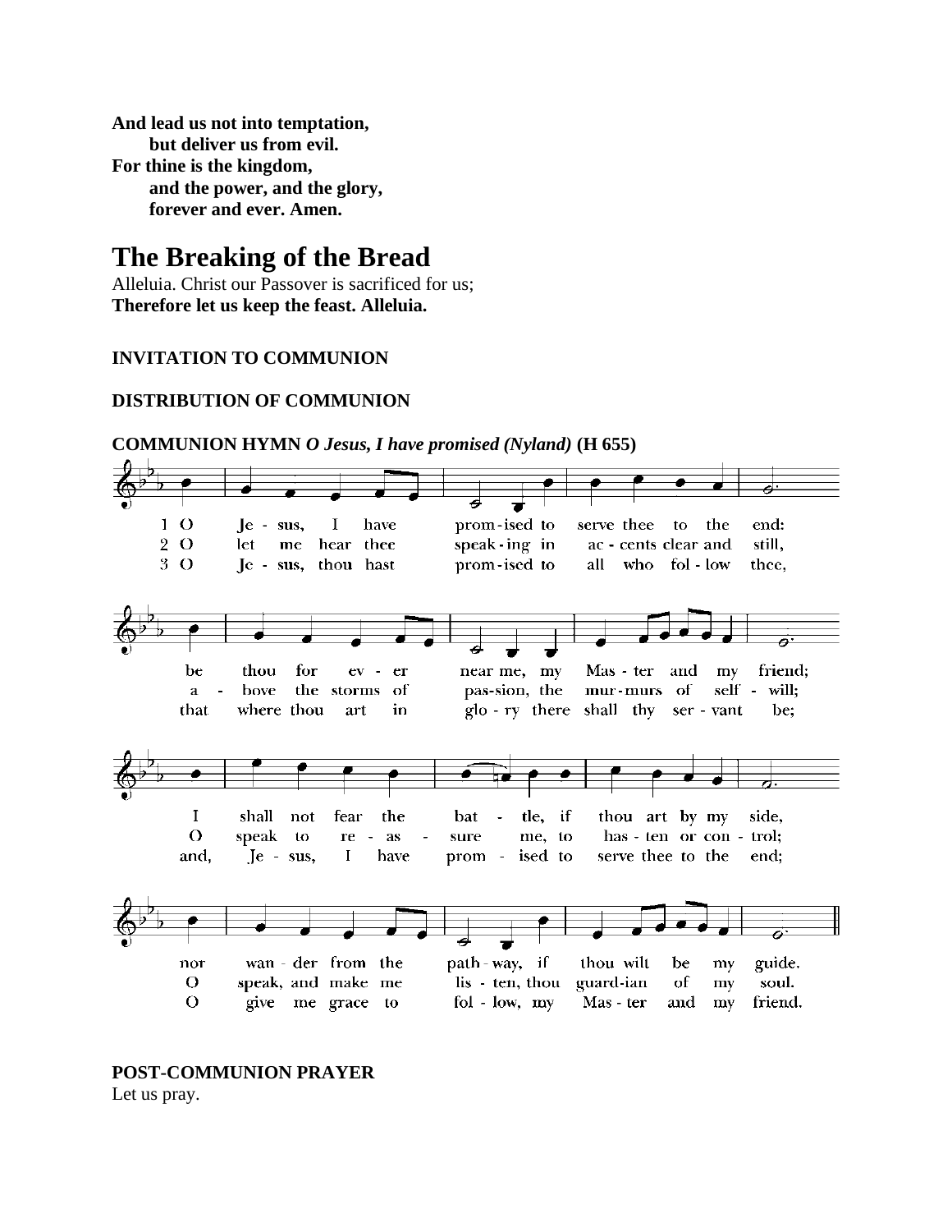**And lead us not into temptation,**
**but deliver us from evil.**
**For thine is the kingdom,**
**and the power, and the glory,**
**forever and ever. Amen.**

# The Breaking of the Bread

Alleluia. Christ our Passover is sacrificed for us;
**Therefore let us keep the feast. Alleluia.**

**INVITATION TO COMMUNION**

**DISTRIBUTION OF COMMUNION**

**COMMUNION HYMN** ***O Jesus, I have promised (Nyland)*** **(H 655)**

1 O Jesus, I have promised to serve thee to the end:
be thou for ever near me, my Master and my friend;
I shall not fear the battle, if thou art by my side,
nor wander from the pathway, if thou wilt be my guide.

2 O let me hear thee speaking in accents clear and still,
above the storms of passion, the murmurs of self-will;
O speak to reassure me, to hasten or control;
O speak, and make me listen, thou guardian of my soul.

3 O Jesus, thou hast promised to all who follow thee,
that where thou art in glory there shall thy servant be;
and, Jesus, I have promised to serve thee to the end;
O give me grace to follow, my Master and my friend.

**POST-COMMUNION PRAYER**

Let us pray.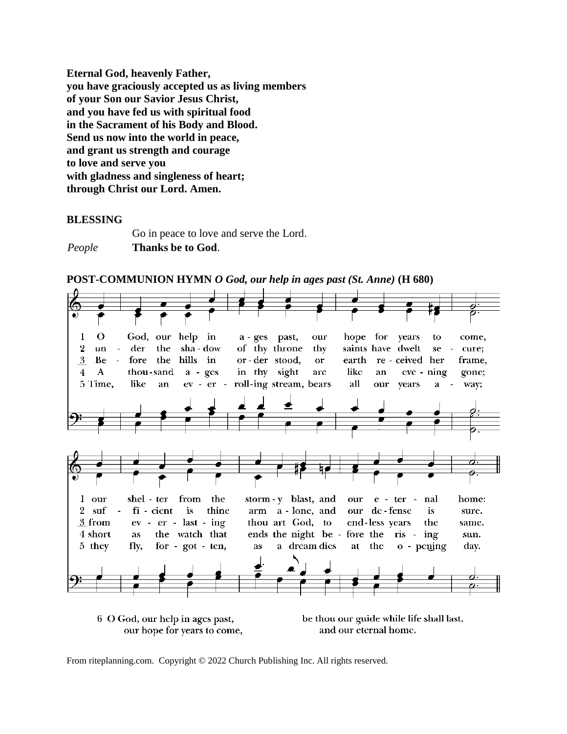**Eternal God, heavenly Father,**
**you have graciously accepted us as living members**
**of your Son our Savior Jesus Christ,**
**and you have fed us with spiritual food**
**in the Sacrament of his Body and Blood.**
**Send us now into the world in peace,**
**and grant us strength and courage**
**to love and serve you**
**with gladness and singleness of heart;**
**through Christ our Lord. Amen.**

**BLESSING**

Go in peace to love and serve the Lord.

*People* **Thanks be to God**.

**POST-COMMUNION HYMN** ***O God, our help in ages past (St. Anne)*** **(H 680)**

1 O God, our help in ages past, our hope for years to come, our shelter from the stormy blast, and our eternal home:

2 under the shadow of thy throne thy saints have dwelt secure; sufficient is thine arm alone, and our defense is sure.

3 Before the hills in order stood, or earth received her frame, from everlasting thou art God, to endless years the same.

4 A thousand ages in thy sight are like an evening gone; short as the watch that ends the night before the rising sun.

5 Time, like an ever-rolling stream, bears all our years away; they fly, forgotten, as a dream dies at the opening day.

6 O God, our help in ages past,
our hope for years to come,
be thou our guide while life shall last,
and our eternal home.

From riteplanning.com. Copyright © 2022 Church Publishing Inc. All rights reserved.